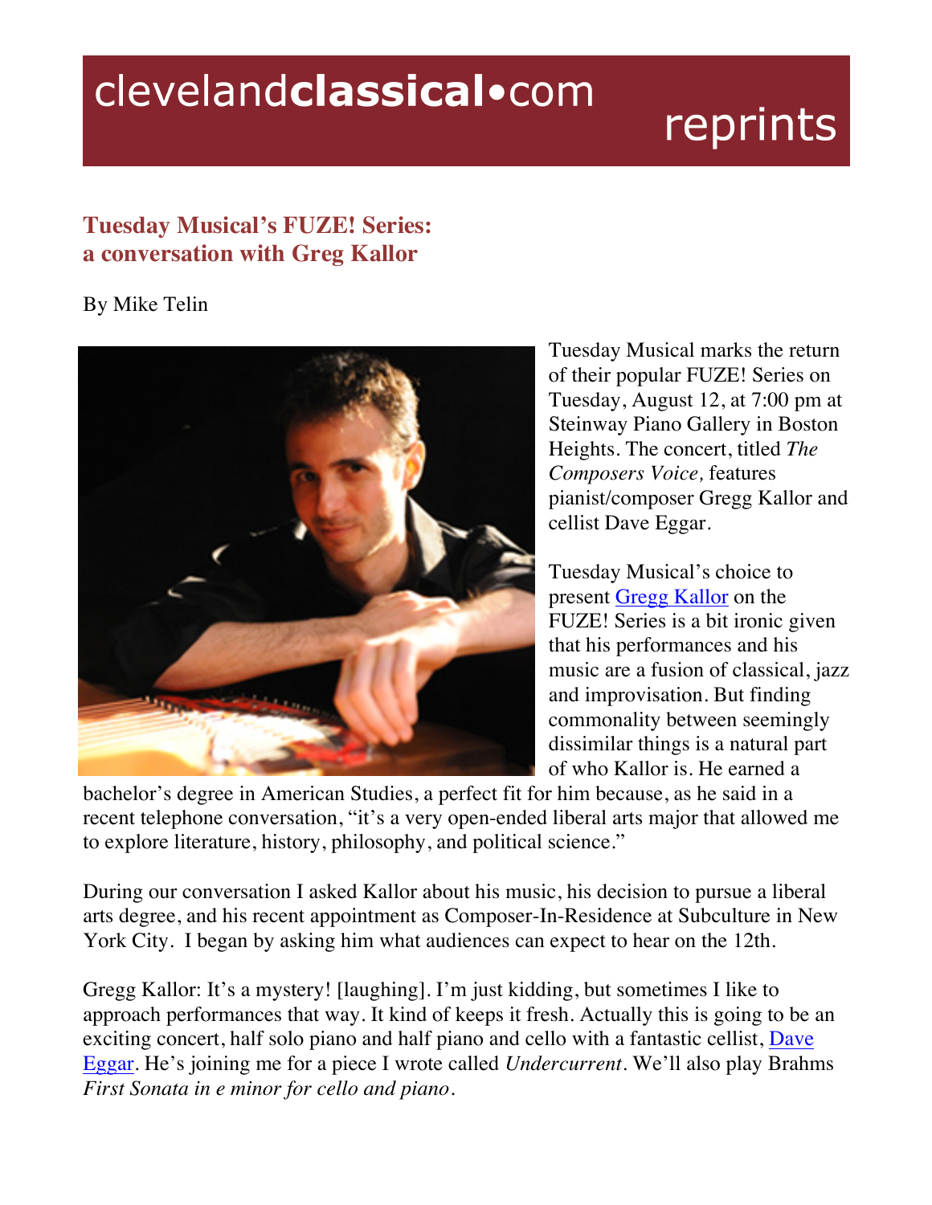clevelandclassical•com reprints

## Tuesday Musical's FUZE! Series: a conversation with Greg Kallor

By Mike Telin

Tuesday Musical marks the return of their popular FUZE! Series on Tuesday, August 12, at 7:00 pm at Steinway Piano Gallery in Boston Heights. The concert, titled *The Composers Voice,* features pianist/composer Gregg Kallor and cellist Dave Eggar.

Tuesday Musical's choice to present Gregg Kallor on the FUZE! Series is a bit ironic given that his performances and his music are a fusion of classical, jazz and improvisation. But finding commonality between seemingly dissimilar things is a natural part of who Kallor is. He earned a bachelor's degree in American Studies, a perfect fit for him because, as he said in a recent telephone conversation, "it's a very open-ended liberal arts major that allowed me to explore literature, history, philosophy, and political science."

During our conversation I asked Kallor about his music, his decision to pursue a liberal arts degree, and his recent appointment as Composer-In-Residence at Subculture in New York City. I began by asking him what audiences can expect to hear on the 12th.

Gregg Kallor: It's a mystery! [laughing]. I'm just kidding, but sometimes I like to approach performances that way. It kind of keeps it fresh. Actually this is going to be an exciting concert, half solo piano and half piano and cello with a fantastic cellist, Dave Eggar. He's joining me for a piece I wrote called *Undercurrent*. We'll also play Brahms *First Sonata in e minor for cello and piano*.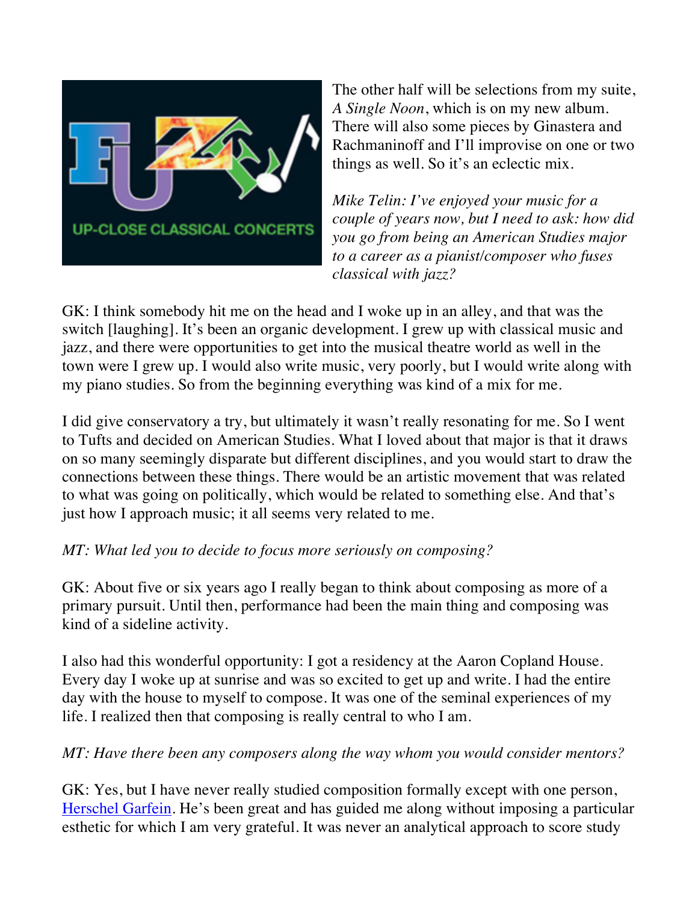The other half will be selections from my suite, *A Single Noon*, which is on my new album. There will also some pieces by Ginastera and Rachmaninoff and I'll improvise on one or two things as well. So it's an eclectic mix.

*Mike Telin: I've enjoyed your music for a couple of years now, but I need to ask: how did you go from being an American Studies major to a career as a pianist/composer who fuses classical with jazz?*

GK: I think somebody hit me on the head and I woke up in an alley, and that was the switch [laughing]. It's been an organic development. I grew up with classical music and jazz, and there were opportunities to get into the musical theatre world as well in the town were I grew up. I would also write music, very poorly, but I would write along with my piano studies. So from the beginning everything was kind of a mix for me.

I did give conservatory a try, but ultimately it wasn't really resonating for me. So I went to Tufts and decided on American Studies. What I loved about that major is that it draws on so many seemingly disparate but different disciplines, and you would start to draw the connections between these things. There would be an artistic movement that was related to what was going on politically, which would be related to something else. And that's just how I approach music; it all seems very related to me.

*MT: What led you to decide to focus more seriously on composing?*

GK: About five or six years ago I really began to think about composing as more of a primary pursuit. Until then, performance had been the main thing and composing was kind of a sideline activity.

I also had this wonderful opportunity: I got a residency at the Aaron Copland House. Every day I woke up at sunrise and was so excited to get up and write. I had the entire day with the house to myself to compose. It was one of the seminal experiences of my life. I realized then that composing is really central to who I am.

*MT: Have there been any composers along the way whom you would consider mentors?*

GK: Yes, but I have never really studied composition formally except with one person, Herschel Garfein. He's been great and has guided me along without imposing a particular esthetic for which I am very grateful. It was never an analytical approach to score study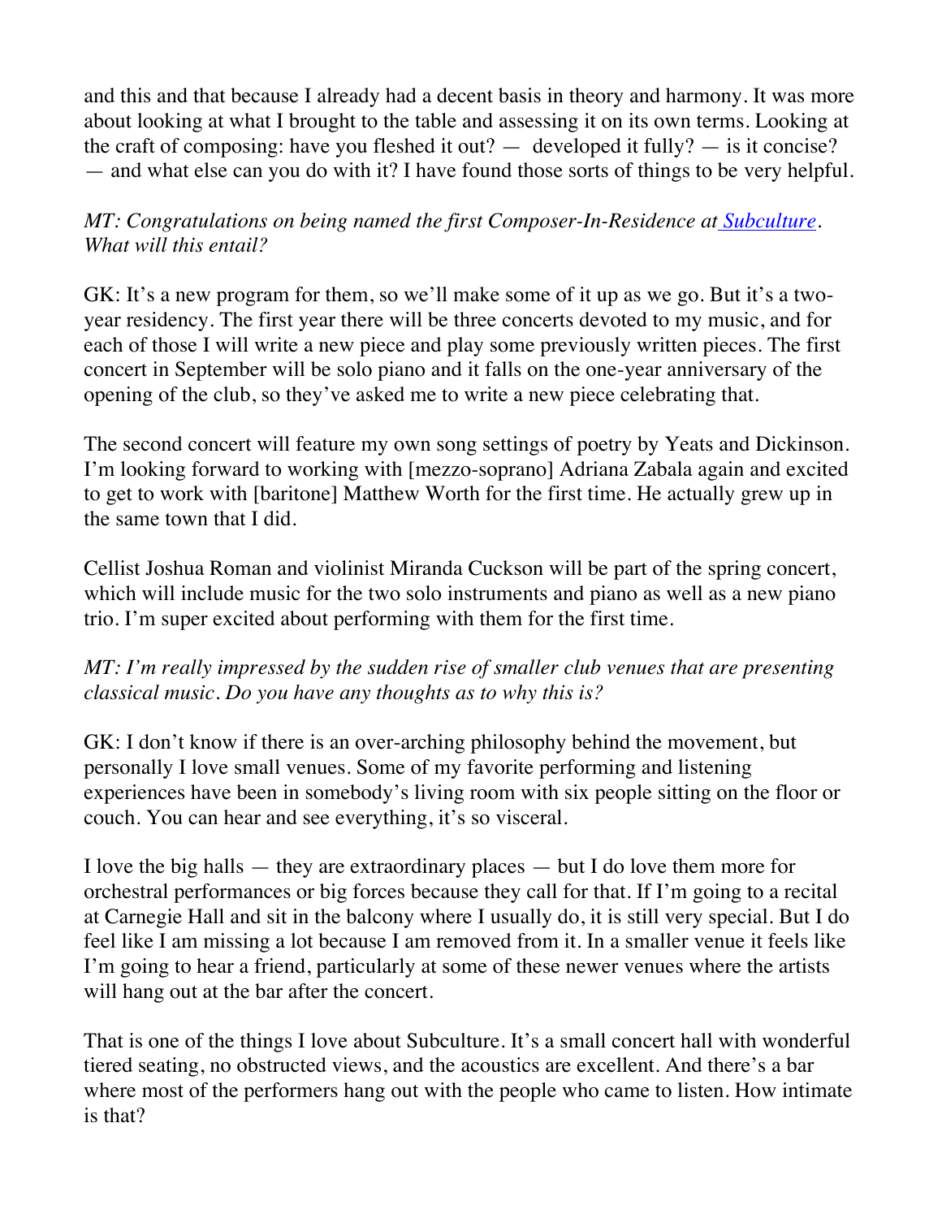and this and that because I already had a decent basis in theory and harmony. It was more about looking at what I brought to the table and assessing it on its own terms. Looking at the craft of composing: have you fleshed it out? — developed it fully? — is it concise? — and what else can you do with it? I have found those sorts of things to be very helpful.

*MT: Congratulations on being named the first Composer-In-Residence at [Subculture](). What will this entail?*

GK: It's a new program for them, so we'll make some of it up as we go. But it's a two-year residency. The first year there will be three concerts devoted to my music, and for each of those I will write a new piece and play some previously written pieces. The first concert in September will be solo piano and it falls on the one-year anniversary of the opening of the club, so they've asked me to write a new piece celebrating that.

The second concert will feature my own song settings of poetry by Yeats and Dickinson. I'm looking forward to working with [mezzo-soprano] Adriana Zabala again and excited to get to work with [baritone] Matthew Worth for the first time. He actually grew up in the same town that I did.

Cellist Joshua Roman and violinist Miranda Cuckson will be part of the spring concert, which will include music for the two solo instruments and piano as well as a new piano trio. I'm super excited about performing with them for the first time.

*MT: I'm really impressed by the sudden rise of smaller club venues that are presenting classical music. Do you have any thoughts as to why this is?*

GK: I don't know if there is an over-arching philosophy behind the movement, but personally I love small venues. Some of my favorite performing and listening experiences have been in somebody's living room with six people sitting on the floor or couch. You can hear and see everything, it's so visceral.

I love the big halls — they are extraordinary places — but I do love them more for orchestral performances or big forces because they call for that. If I'm going to a recital at Carnegie Hall and sit in the balcony where I usually do, it is still very special. But I do feel like I am missing a lot because I am removed from it. In a smaller venue it feels like I'm going to hear a friend, particularly at some of these newer venues where the artists will hang out at the bar after the concert.

That is one of the things I love about Subculture. It's a small concert hall with wonderful tiered seating, no obstructed views, and the acoustics are excellent. And there's a bar where most of the performers hang out with the people who came to listen. How intimate is that?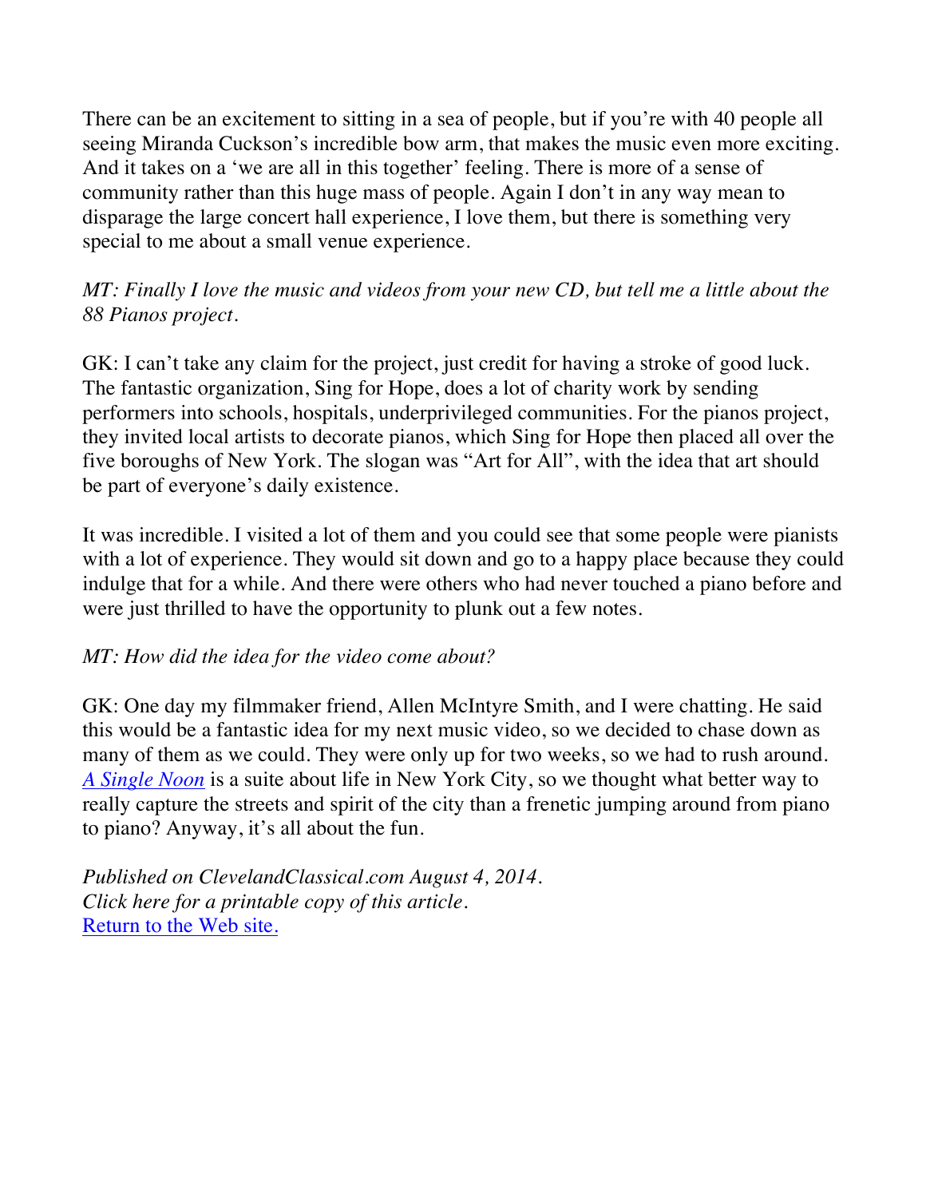There can be an excitement to sitting in a sea of people, but if you're with 40 people all seeing Miranda Cuckson's incredible bow arm, that makes the music even more exciting. And it takes on a 'we are all in this together' feeling. There is more of a sense of community rather than this huge mass of people. Again I don't in any way mean to disparage the large concert hall experience, I love them, but there is something very special to me about a small venue experience.

*MT: Finally I love the music and videos from your new CD, but tell me a little about the 88 Pianos project.*

GK: I can't take any claim for the project, just credit for having a stroke of good luck. The fantastic organization, Sing for Hope, does a lot of charity work by sending performers into schools, hospitals, underprivileged communities. For the pianos project, they invited local artists to decorate pianos, which Sing for Hope then placed all over the five boroughs of New York. The slogan was "Art for All", with the idea that art should be part of everyone's daily existence.

It was incredible. I visited a lot of them and you could see that some people were pianists with a lot of experience. They would sit down and go to a happy place because they could indulge that for a while. And there were others who had never touched a piano before and were just thrilled to have the opportunity to plunk out a few notes.

*MT: How did the idea for the video come about?*

GK: One day my filmmaker friend, Allen McIntyre Smith, and I were chatting. He said this would be a fantastic idea for my next music video, so we decided to chase down as many of them as we could. They were only up for two weeks, so we had to rush around. *A Single Noon* is a suite about life in New York City, so we thought what better way to really capture the streets and spirit of the city than a frenetic jumping around from piano to piano? Anyway, it's all about the fun.

*Published on ClevelandClassical.com August 4, 2014.*
*Click here for a printable copy of this article.*
Return to the Web site.